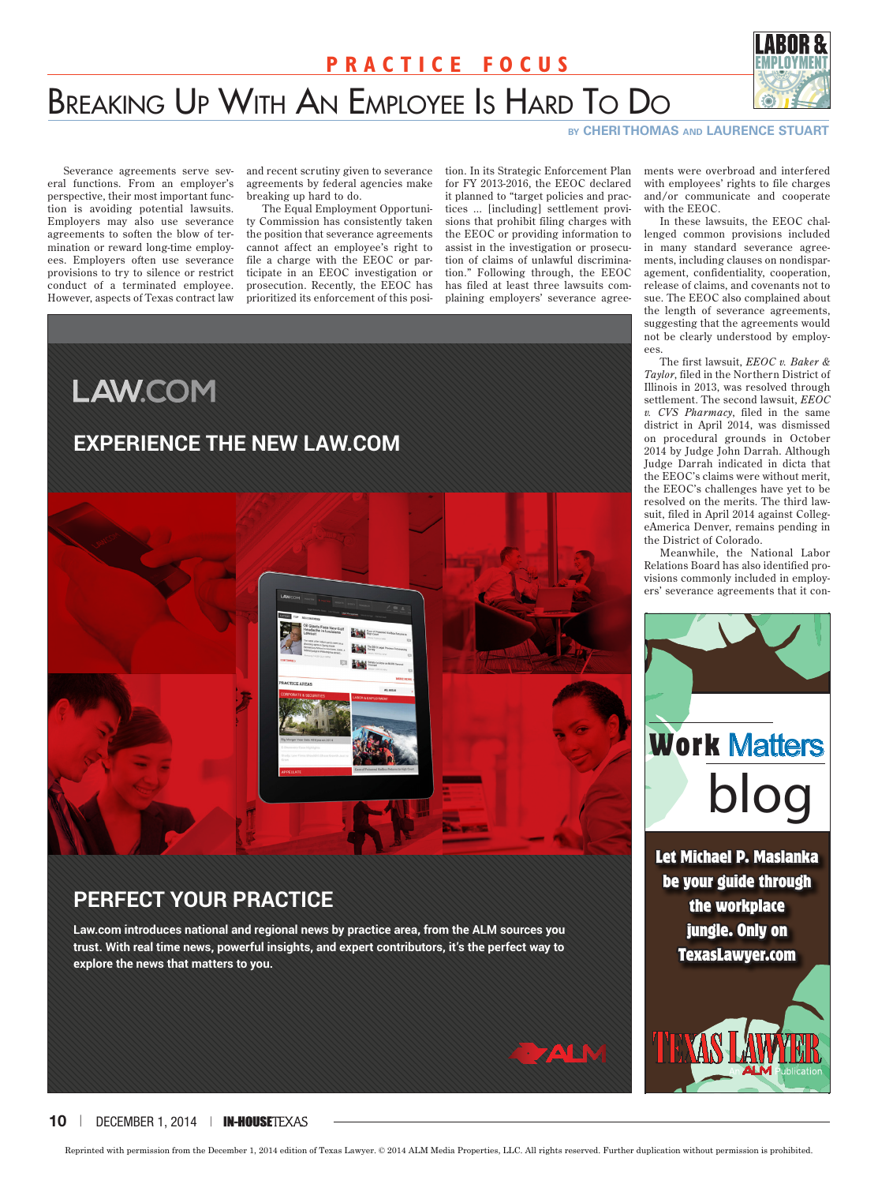PRACTICE FOCUS

# Breaking Up With An Employee Is Hard To Do

BY CHERI THOMAS AND LAURENCE STUART

Severance agreements serve several functions. From an employer's perspective, their most important function is avoiding potential lawsuits. Employers may also use severance agreements to soften the blow of termination or reward long-time employees. Employers often use severance provisions to try to silence or restrict conduct of a terminated employee. However, aspects of Texas contract law and recent scrutiny given to severance agreements by federal agencies make breaking up hard to do.

The Equal Employment Opportunity Commission has consistently taken the position that severance agreements cannot affect an employee's right to file a charge with the EEOC or participate in an EEOC investigation or prosecution. Recently, the EEOC has prioritized its enforcement of this position. In its Strategic Enforcement Plan for FY 2013-2016, the EEOC declared it planned to "target policies and practices … [including] settlement provisions that prohibit filing charges with the EEOC or providing information to assist in the investigation or prosecution of claims of unlawful discrimination." Following through, the EEOC has filed at least three lawsuits complaining employers' severance agreements were overbroad and interfered with employees' rights to file charges and/or communicate and cooperate with the EEOC.

In these lawsuits, the EEOC challenged common provisions included in many standard severance agreements, including clauses on nondisparagement, confidentiality, cooperation, release of claims, and covenants not to sue. The EEOC also complained about the length of severance agreements, suggesting that the agreements would not be clearly understood by employees.

The first lawsuit, *EEOC v. Baker & Taylor*, filed in the Northern District of Illinois in 2013, was resolved through settlement. The second lawsuit, *EEOC v. CVS Pharmacy*, filed in the same district in April 2014, was dismissed on procedural grounds in October 2014 by Judge John Darrah. Although Judge Darrah indicated in dicta that the EEOC's claims were without merit, the EEOC's challenges have yet to be resolved on the merits. The third lawsuit, filed in April 2014 against CollegeAmerica Denver, remains pending in the District of Colorado.

Meanwhile, the National Labor Relations Board has also identified provisions commonly included in employers' severance agreements that it con-

Reprinted with permission from the December 1, 2014 edition of Texas Lawyer. © 2014 ALM Media Properties, LLC. All rights reserved. Further duplication without permission is prohibited.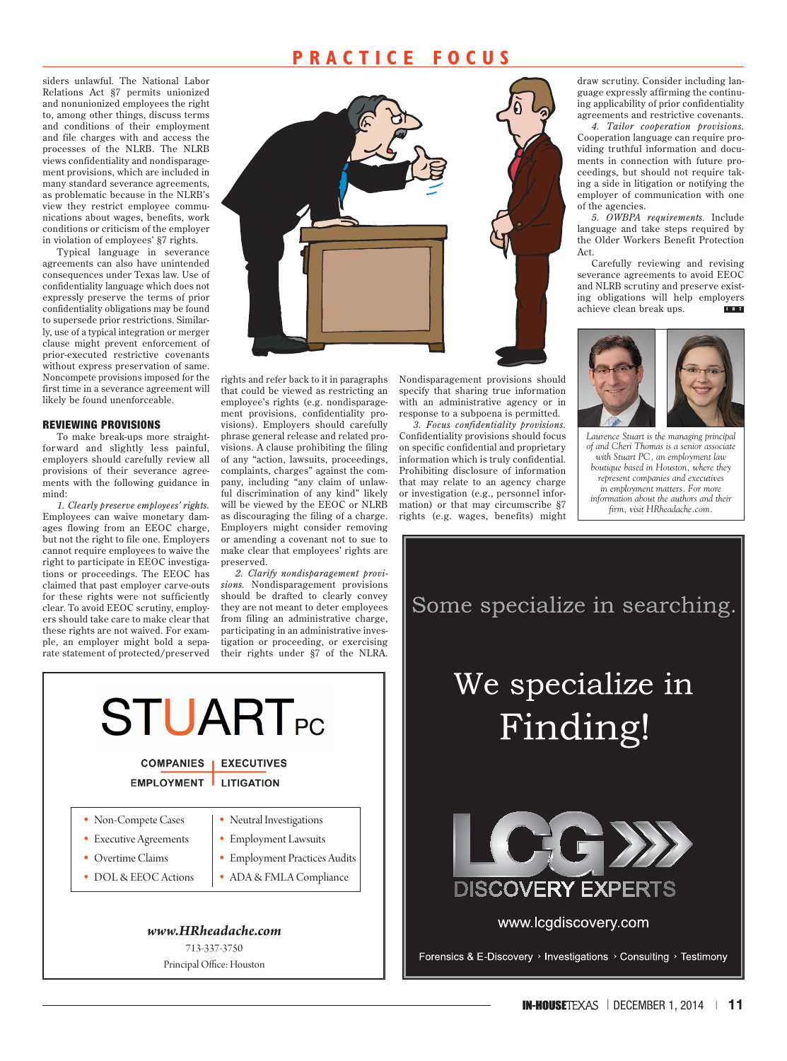siders unlawful. The National Labor Relations Act §7 permits unionized and nonunionized employees the right to, among other things, discuss terms and conditions of their employment and file charges with and access the processes of the NLRB. The NLRB views confidentiality and nondisparagement provisions, which are included in many standard severance agreements, as problematic because in the NLRB's view they restrict employee communications about wages, benefits, work conditions or criticism of the employer in violation of employees' §7 rights.

Typical language in severance agreements can also have unintended consequences under Texas law. Use of confidentiality language which does not expressly preserve the terms of prior confidentiality obligations may be found to supersede prior restrictions. Similarly, use of a typical integration or merger clause might prevent enforcement of prior-executed restrictive covenants without express preservation of same. Noncompete provisions imposed for the first time in a severance agreement will likely be found unenforceable.

## REVIEWING PROVISIONS

To make break-ups more straightforward and slightly less painful, employers should carefully review all provisions of their severance agreements with the following guidance in mind:

*1. Clearly preserve employees' rights.* Employees can waive monetary damages flowing from an EEOC charge, but not the right to file one. Employers cannot require employees to waive the right to participate in EEOC investigations or proceedings. The EEOC has claimed that past employer carve-outs for these rights were not sufficiently clear. To avoid EEOC scrutiny, employers should take care to make clear that these rights are not waived. For example, an employer might bold a separate statement of protected/preserved rights and refer back to it in paragraphs that could be viewed as restricting an employee's rights (e.g. nondisparagement provisions, confidentiality provisions). Employers should carefully phrase general release and related provisions. A clause prohibiting the filing of any "action, lawsuits, proceedings, complaints, charges" against the company, including "any claim of unlawful discrimination of any kind" likely will be viewed by the EEOC or NLRB as discouraging the filing of a charge. Employers might consider removing or amending a covenant not to sue to make clear that employees' rights are preserved.

*2. Clarify nondisparagement provisions.* Nondisparagement provisions should be drafted to clearly convey they are not meant to deter employees from filing an administrative charge, participating in an administrative investigation or proceeding, or exercising their rights under §7 of the NLRA. Nondisparagement provisions should specify that sharing true information with an administrative agency or in response to a subpoena is permitted.

*3. Focus confidentiality provisions.* Confidentiality provisions should focus on specific confidential and proprietary information which is truly confidential. Prohibiting disclosure of information that may relate to an agency charge or investigation (e.g., personnel information) or that may circumscribe §7 rights (e.g. wages, benefits) might draw scrutiny. Consider including language expressly affirming the continuing applicability of prior confidentiality agreements and restrictive covenants.

*4. Tailor cooperation provisions.* Cooperation language can require providing truthful information and documents in connection with future proceedings, but should not require taking a side in litigation or notifying the employer of communication with one of the agencies.

*5. OWBPA requirements.* Include language and take steps required by the Older Workers Benefit Protection Act.

Carefully reviewing and revising severance agreements to avoid EEOC and NLRB scrutiny and preserve existing obligations will help employers achieve clean break ups.

*Laurence Stuart is the managing principal of and Cheri Thomas is a senior associate with Stuart PC, an employment law boutique based in Houston, where they represent companies and executives in employment matters. For more information about the authors and their firm, visit HRheadache.com.*

STUART PC

COMPANIES | EXECUTIVES
EMPLOYMENT | LITIGATION

- Non-Compete Cases
- Executive Agreements
- Overtime Claims
- DOL & EEOC Actions
- Neutral Investigations
- Employment Lawsuits
- Employment Practices Audits
- ADA & FMLA Compliance

***www.HRheadache.com***

713-337-3750

Principal Office: Houston

Some specialize in searching.

We specialize in Finding!

LCG DISCOVERY EXPERTS

www.lcgdiscovery.com

Forensics & E-Discovery › Investigations › Consulting › Testimony